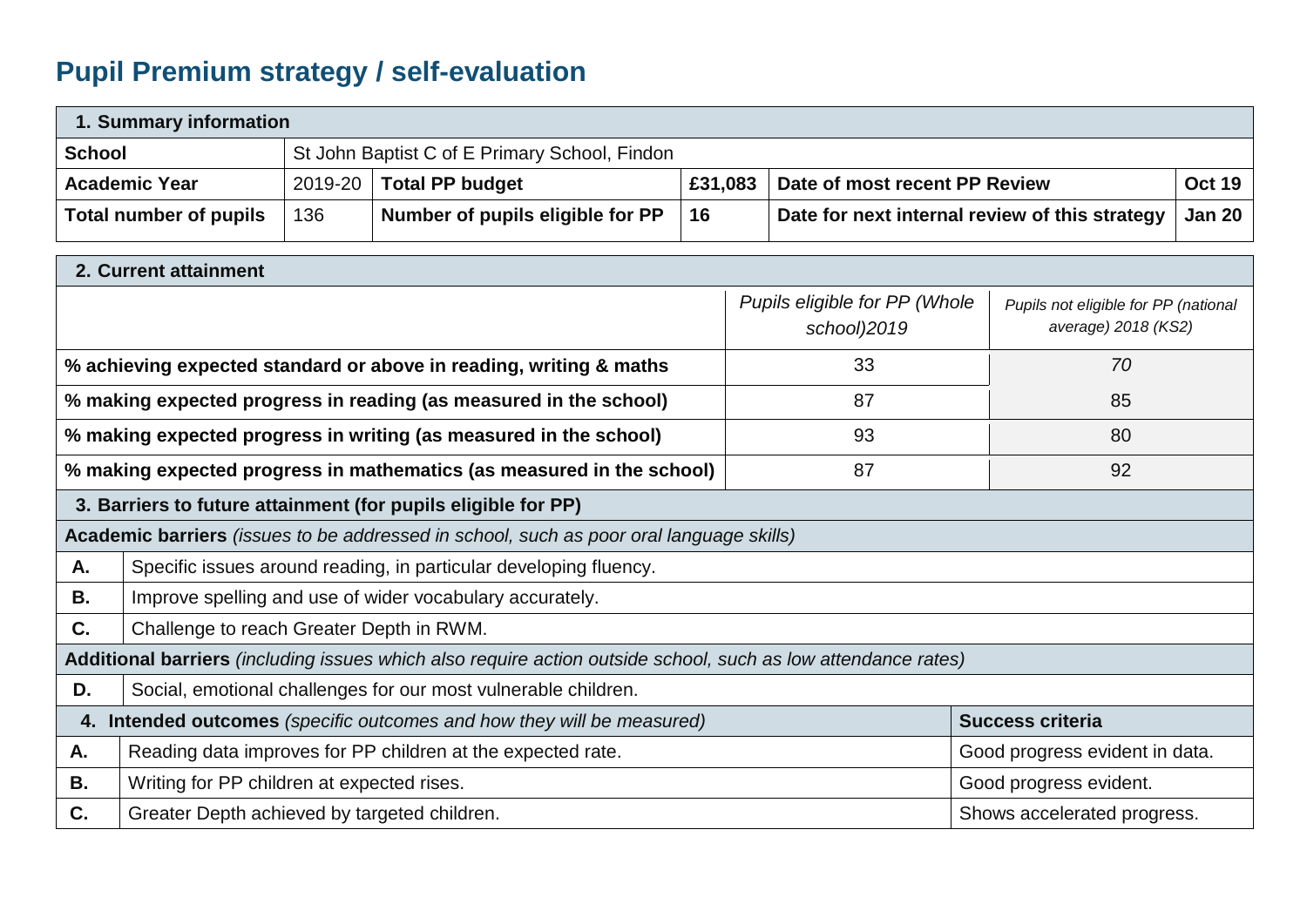# Pupil Premium strategy / self-evaluation

| **1. Summary information** | | | | | |
|---|---|---|---|---|---|
| **School** | St John Baptist C of E Primary School, Findon | | | | |
| **Academic Year** | 2019-20 | **Total PP budget** | **£31,083** | **Date of most recent PP Review** | **Oct 19** |
| **Total number of pupils** | 136 | **Number of pupils eligible for PP** | **16** | **Date for next internal review of this strategy** | **Jan 20** |

| **2. Current attainment** | | |
|---|---|---|
| | *Pupils eligible for PP (Whole school)2019* | *Pupils not eligible for PP (national average) 2018 (KS2)* |
| **% achieving expected standard or above in reading, writing & maths** | 33 | *70* |
| **% making expected progress in reading (as measured in the school)** | 87 | 85 |
| **% making expected progress in writing (as measured in the school)** | 93 | 80 |
| **% making expected progress in mathematics (as measured in the school)** | 87 | 92 |

| **3. Barriers to future attainment (for pupils eligible for PP)** | |
|---|---|
| **Academic barriers** *(issues to be addressed in school, such as poor oral language skills)* | |
| **A.** | Specific issues around reading, in particular developing fluency. |
| **B.** | Improve spelling and use of wider vocabulary accurately. |
| **C.** | Challenge to reach Greater Depth in RWM. |
| **Additional barriers** *(including issues which also require action outside school, such as low attendance rates)* | |
| **D.** | Social, emotional challenges for our most vulnerable children. |

| **4. Intended outcomes** *(specific outcomes and how they will be measured)* | | **Success criteria** |
|---|---|---|
| **A.** | Reading data improves for PP children at the expected rate. | Good progress evident in data. |
| **B.** | Writing for PP children at expected rises. | Good progress evident. |
| **C.** | Greater Depth achieved by targeted children. | Shows accelerated progress. |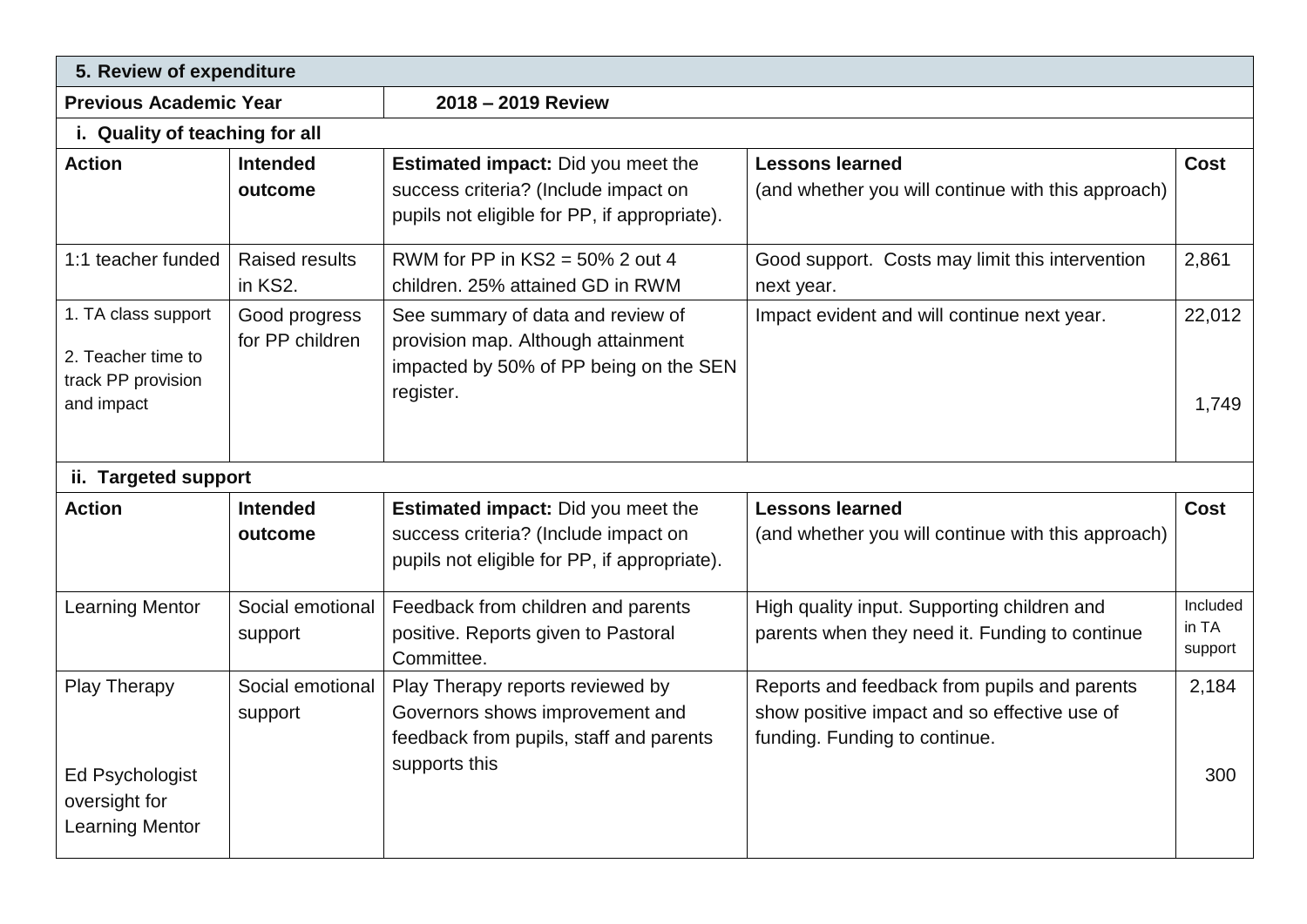| 5. Review of expenditure | | | | |
|---|---|---|---|---|
| **Previous Academic Year** | | **2018 – 2019 Review** | | |
| **i. Quality of teaching for all** | | | | |
| **Action** | **Intended outcome** | **Estimated impact:** Did you meet the success criteria? (Include impact on pupils not eligible for PP, if appropriate). | **Lessons learned** (and whether you will continue with this approach) | **Cost** |
| 1:1 teacher funded | Raised results in KS2. | RWM for PP in KS2 = 50% 2 out 4 children. 25% attained GD in RWM | Good support. Costs may limit this intervention next year. | 2,861 |
| 1. TA class support<br>2. Teacher time to track PP provision and impact | Good progress for PP children | See summary of data and review of provision map. Although attainment impacted by 50% of PP being on the SEN register. | Impact evident and will continue next year. | 22,012<br>1,749 |
| **ii. Targeted support** | | | | |
| **Action** | **Intended outcome** | **Estimated impact:** Did you meet the success criteria? (Include impact on pupils not eligible for PP, if appropriate). | **Lessons learned** (and whether you will continue with this approach) | **Cost** |
| Learning Mentor | Social emotional support | Feedback from children and parents positive. Reports given to Pastoral Committee. | High quality input. Supporting children and parents when they need it. Funding to continue | Included in TA support |
| Play Therapy<br>Ed Psychologist oversight for Learning Mentor | Social emotional support | Play Therapy reports reviewed by Governors shows improvement and feedback from pupils, staff and parents supports this | Reports and feedback from pupils and parents show positive impact and so effective use of funding. Funding to continue. | 2,184<br>300 |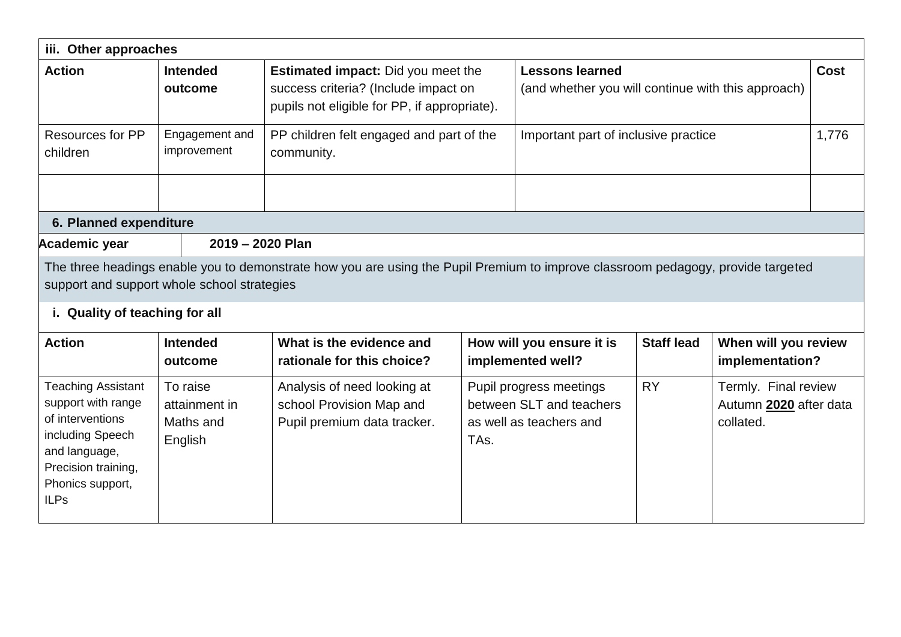| iii. Other approaches | | | | |
|---|---|---|---|---|
| **Action** | **Intended outcome** | **Estimated impact:** Did you meet the success criteria? (Include impact on pupils not eligible for PP, if appropriate). | **Lessons learned** (and whether you will continue with this approach) | **Cost** |
| Resources for PP children | Engagement and improvement | PP children felt engaged and part of the community. | Important part of inclusive practice | 1,776 |
| | | | | |

## 6. Planned expenditure

| Academic year | 2019 – 2020 Plan |
|---|---|

The three headings enable you to demonstrate how you are using the Pupil Premium to improve classroom pedagogy, provide targeted support and support whole school strategies

### i. Quality of teaching for all

| Action | Intended outcome | What is the evidence and rationale for this choice? | How will you ensure it is implemented well? | Staff lead | When will you review implementation? |
|---|---|---|---|---|---|
| Teaching Assistant support with range of interventions including Speech and language, Precision training, Phonics support, ILPs | To raise attainment in Maths and English | Analysis of need looking at school Provision Map and Pupil premium data tracker. | Pupil progress meetings between SLT and teachers as well as teachers and TAs. | RY | Termly. Final review Autumn **2020** after data collated. |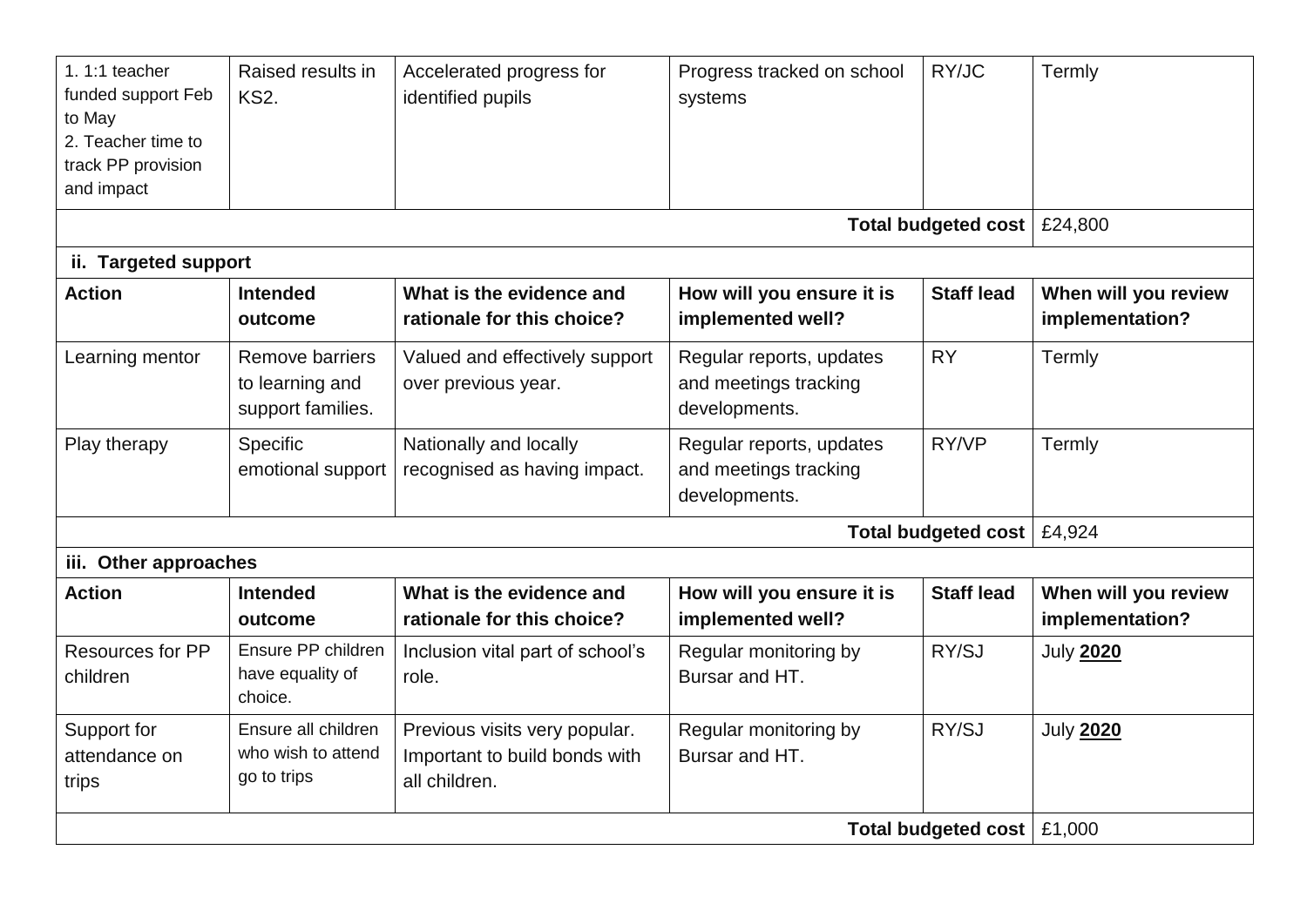| | | | | | |
|---|---|---|---|---|---|
| 1. 1:1 teacher funded support Feb to May<br>2. Teacher time to track PP provision and impact | Raised results in KS2. | Accelerated progress for identified pupils | Progress tracked on school systems | RY/JC | Termly |
| | | | | **Total budgeted cost** | £24,800 |

**ii. Targeted support**

| Action | Intended outcome | What is the evidence and rationale for this choice? | How will you ensure it is implemented well? | Staff lead | When will you review implementation? |
|---|---|---|---|---|---|
| Learning mentor | Remove barriers to learning and support families. | Valued and effectively support over previous year. | Regular reports, updates and meetings tracking developments. | RY | Termly |
| Play therapy | Specific emotional support | Nationally and locally recognised as having impact. | Regular reports, updates and meetings tracking developments. | RY/VP | Termly |
| | | | | **Total budgeted cost** | £4,924 |

**iii. Other approaches**

| Action | Intended outcome | What is the evidence and rationale for this choice? | How will you ensure it is implemented well? | Staff lead | When will you review implementation? |
|---|---|---|---|---|---|
| Resources for PP children | Ensure PP children have equality of choice. | Inclusion vital part of school's role. | Regular monitoring by Bursar and HT. | RY/SJ | July **2020** |
| Support for attendance on trips | Ensure all children who wish to attend go to trips | Previous visits very popular. Important to build bonds with all children. | Regular monitoring by Bursar and HT. | RY/SJ | July **2020** |
| | | | | **Total budgeted cost** | £1,000 |